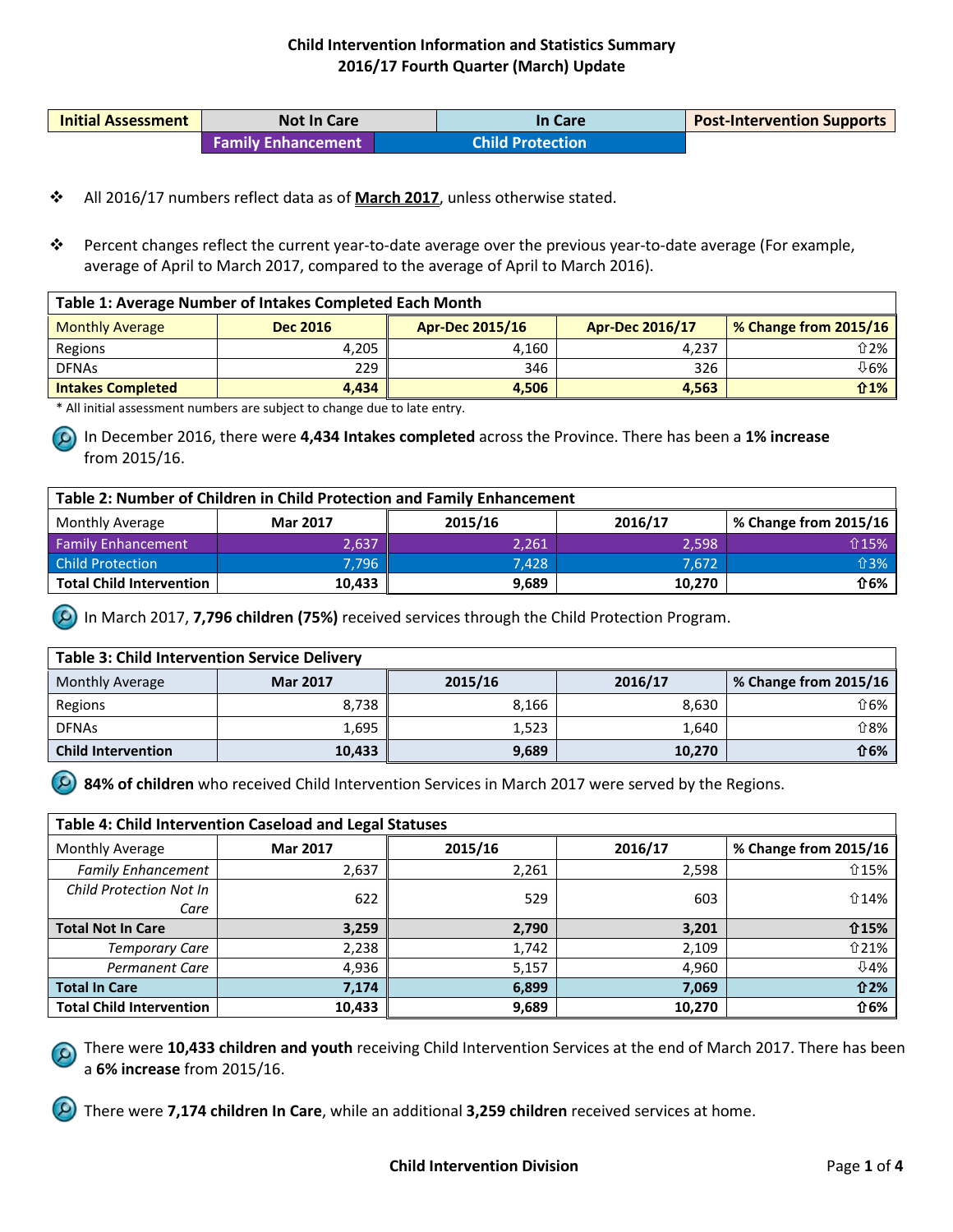# Child Intervention Information and Statistics Summary
## 2016/17 Fourth Quarter (March) Update

| Initial Assessment | Not In Care | | In Care | Post-Intervention Supports |
|---|---|---|---|---|
| | Family Enhancement | Child Protection | | |

- All 2016/17 numbers reflect data as of **March 2017**, unless otherwise stated.
- Percent changes reflect the current year-to-date average over the previous year-to-date average (For example, average of April to March 2017, compared to the average of April to March 2016).

| Table 1: Average Number of Intakes Completed Each Month | | | | |
|---|---|---|---|---|
| Monthly Average | Dec 2016 | Apr-Dec 2015/16 | Apr-Dec 2016/17 | % Change from 2015/16 |
| Regions | 4,205 | 4,160 | 4,237 | ⇧2% |
| DFNAs | 229 | 346 | 326 | ⇩6% |
| **Intakes Completed** | **4,434** | **4,506** | **4,563** | **⇧1%** |

\* All initial assessment numbers are subject to change due to late entry.

In December 2016, there were **4,434 Intakes completed** across the Province. There has been a **1% increase** from 2015/16.

| Table 2: Number of Children in Child Protection and Family Enhancement | | | | |
|---|---|---|---|---|
| Monthly Average | Mar 2017 | 2015/16 | 2016/17 | % Change from 2015/16 |
| Family Enhancement | 2,637 | 2,261 | 2,598 | ⇧15% |
| Child Protection | 7,796 | 7,428 | 7,672 | ⇧3% |
| **Total Child Intervention** | **10,433** | **9,689** | **10,270** | **⇧6%** |

In March 2017, **7,796 children (75%)** received services through the Child Protection Program.

| Table 3: Child Intervention Service Delivery | | | | |
|---|---|---|---|---|
| Monthly Average | Mar 2017 | 2015/16 | 2016/17 | % Change from 2015/16 |
| Regions | 8,738 | 8,166 | 8,630 | ⇧6% |
| DFNAs | 1,695 | 1,523 | 1,640 | ⇧8% |
| **Child Intervention** | **10,433** | **9,689** | **10,270** | **⇧6%** |

**84% of children** who received Child Intervention Services in March 2017 were served by the Regions.

| Table 4: Child Intervention Caseload and Legal Statuses | | | | |
|---|---|---|---|---|
| Monthly Average | Mar 2017 | 2015/16 | 2016/17 | % Change from 2015/16 |
| *Family Enhancement* | 2,637 | 2,261 | 2,598 | ⇧15% |
| *Child Protection Not In Care* | 622 | 529 | 603 | ⇧14% |
| **Total Not In Care** | **3,259** | **2,790** | **3,201** | **⇧15%** |
| *Temporary Care* | 2,238 | 1,742 | 2,109 | ⇧21% |
| *Permanent Care* | 4,936 | 5,157 | 4,960 | ⇩4% |
| **Total In Care** | **7,174** | **6,899** | **7,069** | **⇧2%** |
| **Total Child Intervention** | **10,433** | **9,689** | **10,270** | **⇧6%** |

There were **10,433 children and youth** receiving Child Intervention Services at the end of March 2017. There has been a **6% increase** from 2015/16.

There were **7,174 children In Care**, while an additional **3,259 children** received services at home.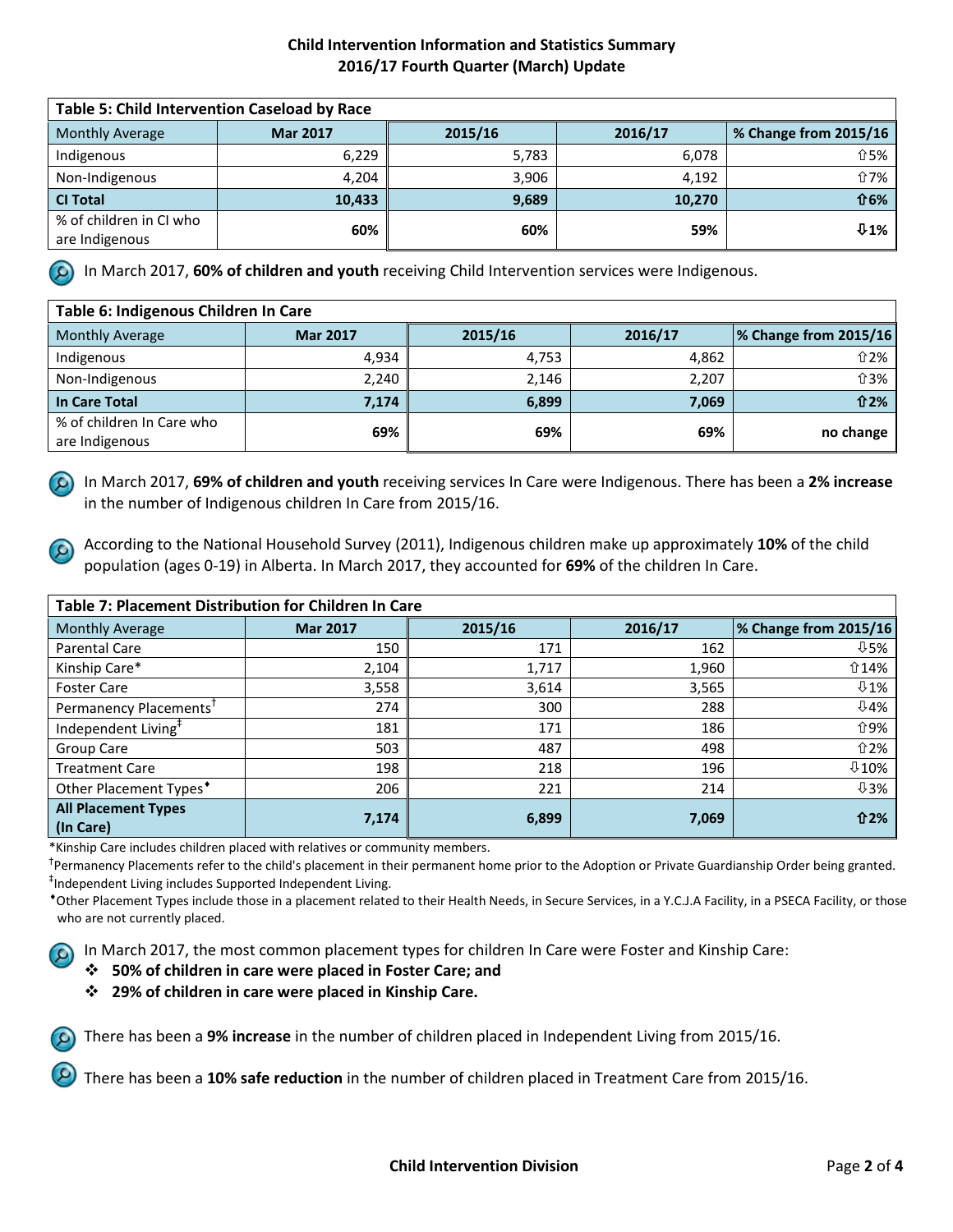# Child Intervention Information and Statistics Summary
## 2016/17 Fourth Quarter (March) Update

| Table 5: Child Intervention Caseload by Race | | | | |
|---|---|---|---|---|
| Monthly Average | Mar 2017 | 2015/16 | 2016/17 | % Change from 2015/16 |
| Indigenous | 6,229 | 5,783 | 6,078 | ⇧5% |
| Non-Indigenous | 4,204 | 3,906 | 4,192 | ⇧7% |
| **CI Total** | **10,433** | **9,689** | **10,270** | **⇧6%** |
| % of children in CI who are Indigenous | **60%** | **60%** | **59%** | **⇩1%** |

In March 2017, **60% of children and youth** receiving Child Intervention services were Indigenous.

| Table 6: Indigenous Children In Care | | | | |
|---|---|---|---|---|
| Monthly Average | Mar 2017 | 2015/16 | 2016/17 | % Change from 2015/16 |
| Indigenous | 4,934 | 4,753 | 4,862 | ⇧2% |
| Non-Indigenous | 2,240 | 2,146 | 2,207 | ⇧3% |
| **In Care Total** | **7,174** | **6,899** | **7,069** | **⇧2%** |
| % of children In Care who are Indigenous | **69%** | **69%** | **69%** | **no change** |

In March 2017, **69% of children and youth** receiving services In Care were Indigenous. There has been a **2% increase** in the number of Indigenous children In Care from 2015/16.

According to the National Household Survey (2011), Indigenous children make up approximately **10%** of the child population (ages 0-19) in Alberta. In March 2017, they accounted for **69%** of the children In Care.

| Table 7: Placement Distribution for Children In Care | | | | |
|---|---|---|---|---|
| Monthly Average | Mar 2017 | 2015/16 | 2016/17 | % Change from 2015/16 |
| Parental Care | 150 | 171 | 162 | ⇩5% |
| Kinship Care* | 2,104 | 1,717 | 1,960 | ⇧14% |
| Foster Care | 3,558 | 3,614 | 3,565 | ⇩1% |
| Permanency Placements† | 274 | 300 | 288 | ⇩4% |
| Independent Living‡ | 181 | 171 | 186 | ⇧9% |
| Group Care | 503 | 487 | 498 | ⇧2% |
| Treatment Care | 198 | 218 | 196 | ⇩10% |
| Other Placement Types♦ | 206 | 221 | 214 | ⇩3% |
| **All Placement Types (In Care)** | **7,174** | **6,899** | **7,069** | **⇧2%** |

*Kinship Care includes children placed with relatives or community members.

†Permanency Placements refer to the child's placement in their permanent home prior to the Adoption or Private Guardianship Order being granted.

‡Independent Living includes Supported Independent Living.

♦Other Placement Types include those in a placement related to their Health Needs, in Secure Services, in a Y.C.J.A Facility, in a PSECA Facility, or those who are not currently placed.

In March 2017, the most common placement types for children In Care were Foster and Kinship Care:

- **50% of children in care were placed in Foster Care; and**
- **29% of children in care were placed in Kinship Care.**

There has been a **9% increase** in the number of children placed in Independent Living from 2015/16.

There has been a **10% safe reduction** in the number of children placed in Treatment Care from 2015/16.

Child Intervention Division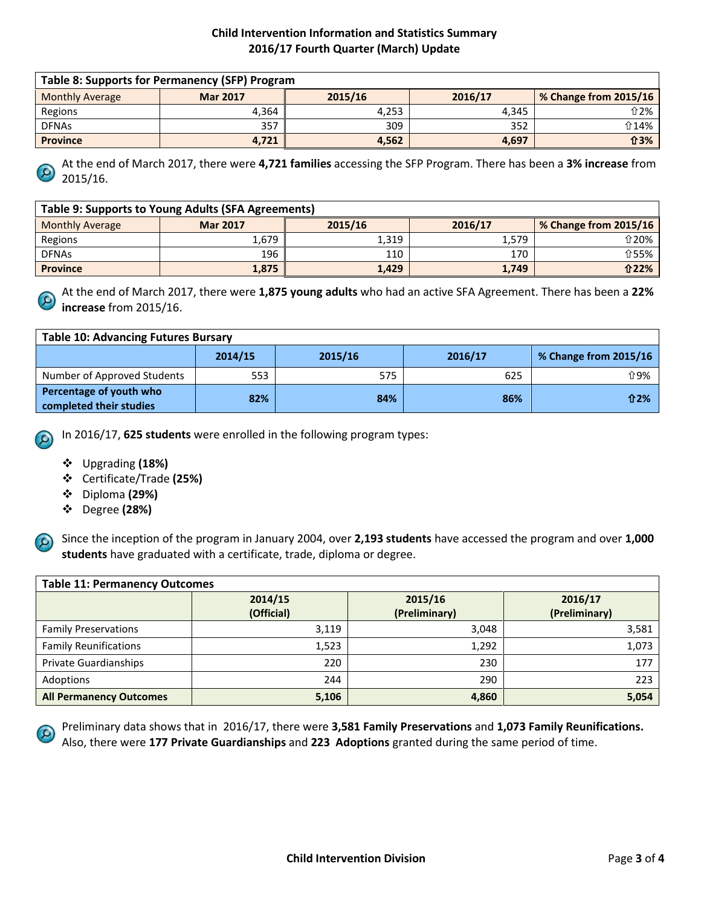# Child Intervention Information and Statistics Summary
## 2016/17 Fourth Quarter (March) Update

**Table 8: Supports for Permanency (SFP) Program**

| Monthly Average | Mar 2017 | 2015/16 | 2016/17 | % Change from 2015/16 |
|---|---|---|---|---|
| Regions | 4,364 | 4,253 | 4,345 | ⇧2% |
| DFNAs | 357 | 309 | 352 | ⇧14% |
| **Province** | **4,721** | **4,562** | **4,697** | **⇧3%** |

At the end of March 2017, there were **4,721 families** accessing the SFP Program. There has been a **3% increase** from 2015/16.

**Table 9: Supports to Young Adults (SFA Agreements)**

| Monthly Average | Mar 2017 | 2015/16 | 2016/17 | % Change from 2015/16 |
|---|---|---|---|---|
| Regions | 1,679 | 1,319 | 1,579 | ⇧20% |
| DFNAs | 196 | 110 | 170 | ⇧55% |
| **Province** | **1,875** | **1,429** | **1,749** | **⇧22%** |

At the end of March 2017, there were **1,875 young adults** who had an active SFA Agreement. There has been a **22% increase** from 2015/16.

**Table 10: Advancing Futures Bursary**

| | 2014/15 | 2015/16 | 2016/17 | % Change from 2015/16 |
|---|---|---|---|---|
| Number of Approved Students | 553 | 575 | 625 | ⇧9% |
| **Percentage of youth who completed their studies** | **82%** | **84%** | **86%** | **⇧2%** |

In 2016/17, **625 students** were enrolled in the following program types:

- Upgrading **(18%)**
- Certificate/Trade **(25%)**
- Diploma **(29%)**
- Degree **(28%)**

Since the inception of the program in January 2004, over **2,193 students** have accessed the program and over **1,000 students** have graduated with a certificate, trade, diploma or degree.

**Table 11: Permanency Outcomes**

| | 2014/15 (Official) | 2015/16 (Preliminary) | 2016/17 (Preliminary) |
|---|---|---|---|
| Family Preservations | 3,119 | 3,048 | 3,581 |
| Family Reunifications | 1,523 | 1,292 | 1,073 |
| Private Guardianships | 220 | 230 | 177 |
| Adoptions | 244 | 290 | 223 |
| **All Permanency Outcomes** | **5,106** | **4,860** | **5,054** |

Preliminary data shows that in 2016/17, there were **3,581 Family Preservations** and **1,073 Family Reunifications.** Also, there were **177 Private Guardianships** and **223 Adoptions** granted during the same period of time.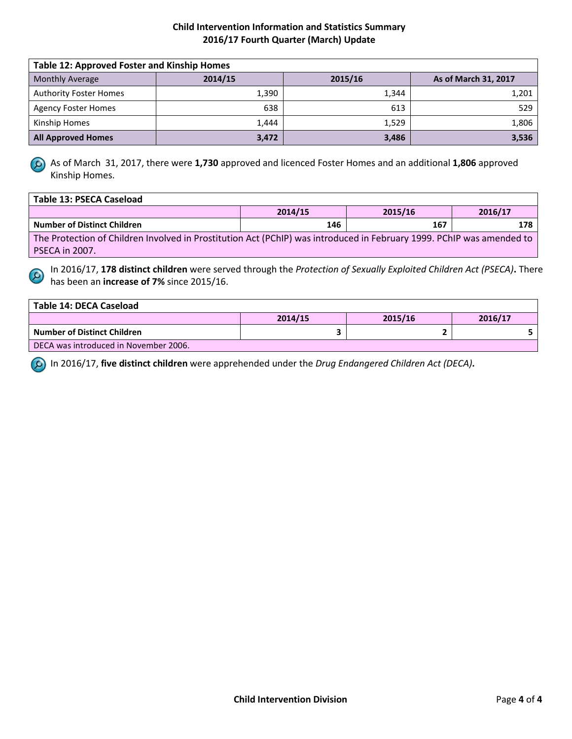| Table 12: Approved Foster and Kinship Homes | | | |
|---|---|---|---|
| Monthly Average | 2014/15 | 2015/16 | As of March 31, 2017 |
| Authority Foster Homes | 1,390 | 1,344 | 1,201 |
| Agency Foster Homes | 638 | 613 | 529 |
| Kinship Homes | 1,444 | 1,529 | 1,806 |
| **All Approved Homes** | **3,472** | **3,486** | **3,536** |

As of March 31, 2017, there were **1,730** approved and licenced Foster Homes and an additional **1,806** approved Kinship Homes.

| Table 13: PSECA Caseload | | | |
|---|---|---|---|
| | 2014/15 | 2015/16 | 2016/17 |
| **Number of Distinct Children** | **146** | **167** | **178** |
| The Protection of Children Involved in Prostitution Act (PChIP) was introduced in February 1999. PChIP was amended to PSECA in 2007. | | | |

In 2016/17, **178 distinct children** were served through the *Protection of Sexually Exploited Children Act (PSECA)***.** There has been an **increase of 7%** since 2015/16.

| Table 14: DECA Caseload | | | |
|---|---|---|---|
| | 2014/15 | 2015/16 | 2016/17 |
| **Number of Distinct Children** | **3** | **2** | **5** |
| DECA was introduced in November 2006. | | | |

In 2016/17, **five distinct children** were apprehended under the *Drug Endangered Children Act (DECA)***.**